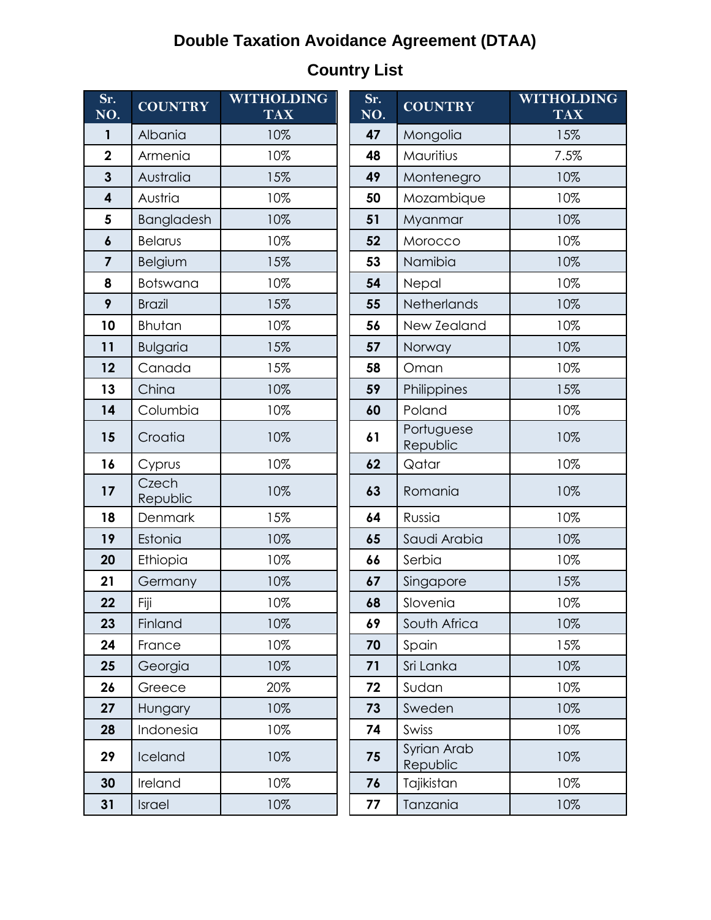# Double Taxation Avoidance Agreement (DTAA)

## Country List

| Sr. NO. | COUNTRY | WITHOLDING TAX |
|---|---|---|
| 1 | Albania | 10% |
| 2 | Armenia | 10% |
| 3 | Australia | 15% |
| 4 | Austria | 10% |
| 5 | Bangladesh | 10% |
| 6 | Belarus | 10% |
| 7 | Belgium | 15% |
| 8 | Botswana | 10% |
| 9 | Brazil | 15% |
| 10 | Bhutan | 10% |
| 11 | Bulgaria | 15% |
| 12 | Canada | 15% |
| 13 | China | 10% |
| 14 | Columbia | 10% |
| 15 | Croatia | 10% |
| 16 | Cyprus | 10% |
| 17 | Czech Republic | 10% |
| 18 | Denmark | 15% |
| 19 | Estonia | 10% |
| 20 | Ethiopia | 10% |
| 21 | Germany | 10% |
| 22 | Fiji | 10% |
| 23 | Finland | 10% |
| 24 | France | 10% |
| 25 | Georgia | 10% |
| 26 | Greece | 20% |
| 27 | Hungary | 10% |
| 28 | Indonesia | 10% |
| 29 | Iceland | 10% |
| 30 | Ireland | 10% |
| 31 | Israel | 10% |

| Sr. NO. | COUNTRY | WITHOLDING TAX |
|---|---|---|
| 47 | Mongolia | 15% |
| 48 | Mauritius | 7.5% |
| 49 | Montenegro | 10% |
| 50 | Mozambique | 10% |
| 51 | Myanmar | 10% |
| 52 | Morocco | 10% |
| 53 | Namibia | 10% |
| 54 | Nepal | 10% |
| 55 | Netherlands | 10% |
| 56 | New Zealand | 10% |
| 57 | Norway | 10% |
| 58 | Oman | 10% |
| 59 | Philippines | 15% |
| 60 | Poland | 10% |
| 61 | Portuguese Republic | 10% |
| 62 | Qatar | 10% |
| 63 | Romania | 10% |
| 64 | Russia | 10% |
| 65 | Saudi Arabia | 10% |
| 66 | Serbia | 10% |
| 67 | Singapore | 15% |
| 68 | Slovenia | 10% |
| 69 | South Africa | 10% |
| 70 | Spain | 15% |
| 71 | Sri Lanka | 10% |
| 72 | Sudan | 10% |
| 73 | Sweden | 10% |
| 74 | Swiss | 10% |
| 75 | Syrian Arab Republic | 10% |
| 76 | Tajikistan | 10% |
| 77 | Tanzania | 10% |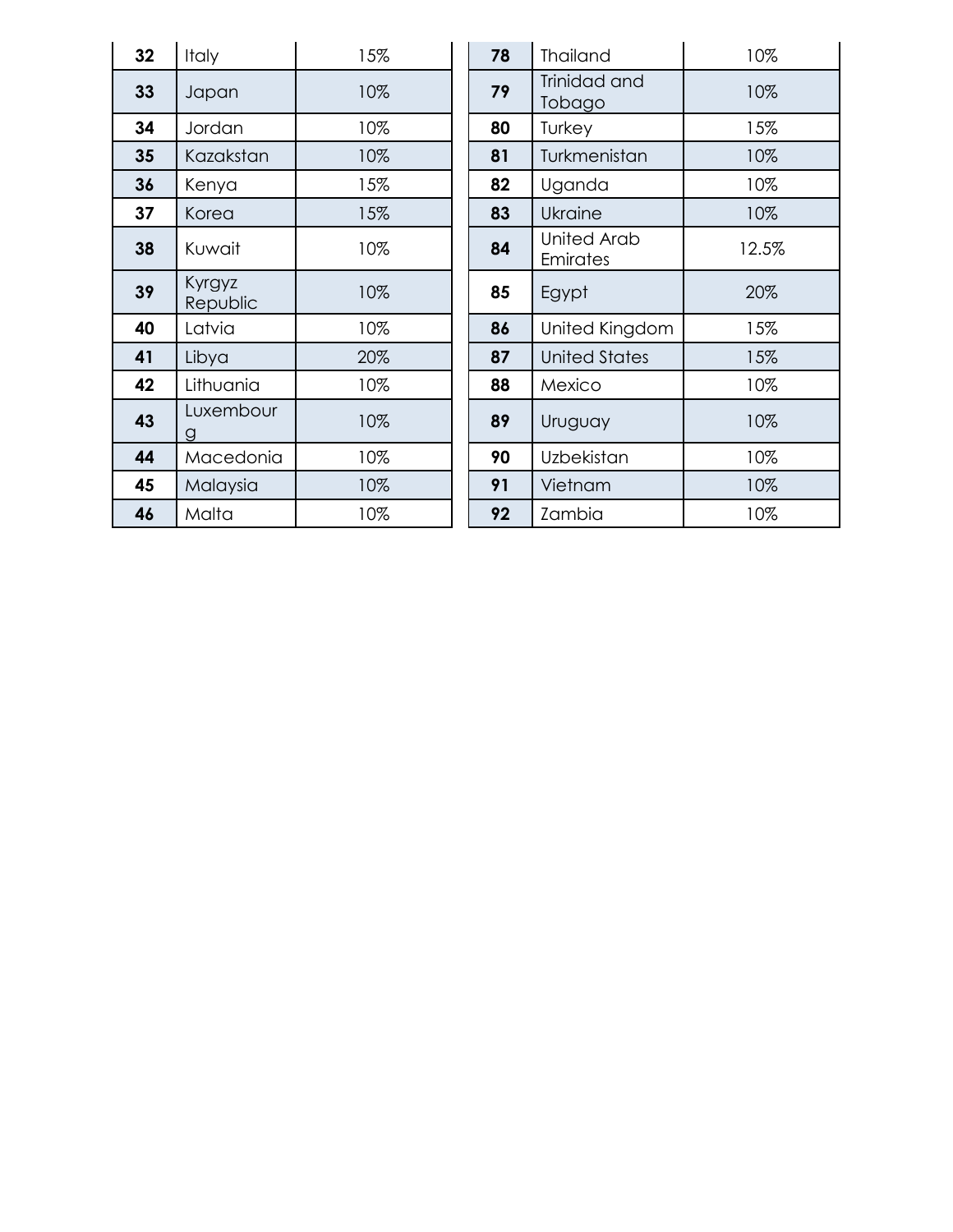| | | |
|---|---|---|
| **32** | Italy | 15% |
| **33** | Japan | 10% |
| **34** | Jordan | 10% |
| **35** | Kazakstan | 10% |
| **36** | Kenya | 15% |
| **37** | Korea | 15% |
| **38** | Kuwait | 10% |
| **39** | Kyrgyz Republic | 10% |
| **40** | Latvia | 10% |
| **41** | Libya | 20% |
| **42** | Lithuania | 10% |
| **43** | Luxembour g | 10% |
| **44** | Macedonia | 10% |
| **45** | Malaysia | 10% |
| **46** | Malta | 10% |
| **78** | Thailand | 10% |
| **79** | Trinidad and Tobago | 10% |
| **80** | Turkey | 15% |
| **81** | Turkmenistan | 10% |
| **82** | Uganda | 10% |
| **83** | Ukraine | 10% |
| **84** | United Arab Emirates | 12.5% |
| **85** | Egypt | 20% |
| **86** | United Kingdom | 15% |
| **87** | United States | 15% |
| **88** | Mexico | 10% |
| **89** | Uruguay | 10% |
| **90** | Uzbekistan | 10% |
| **91** | Vietnam | 10% |
| **92** | Zambia | 10% |